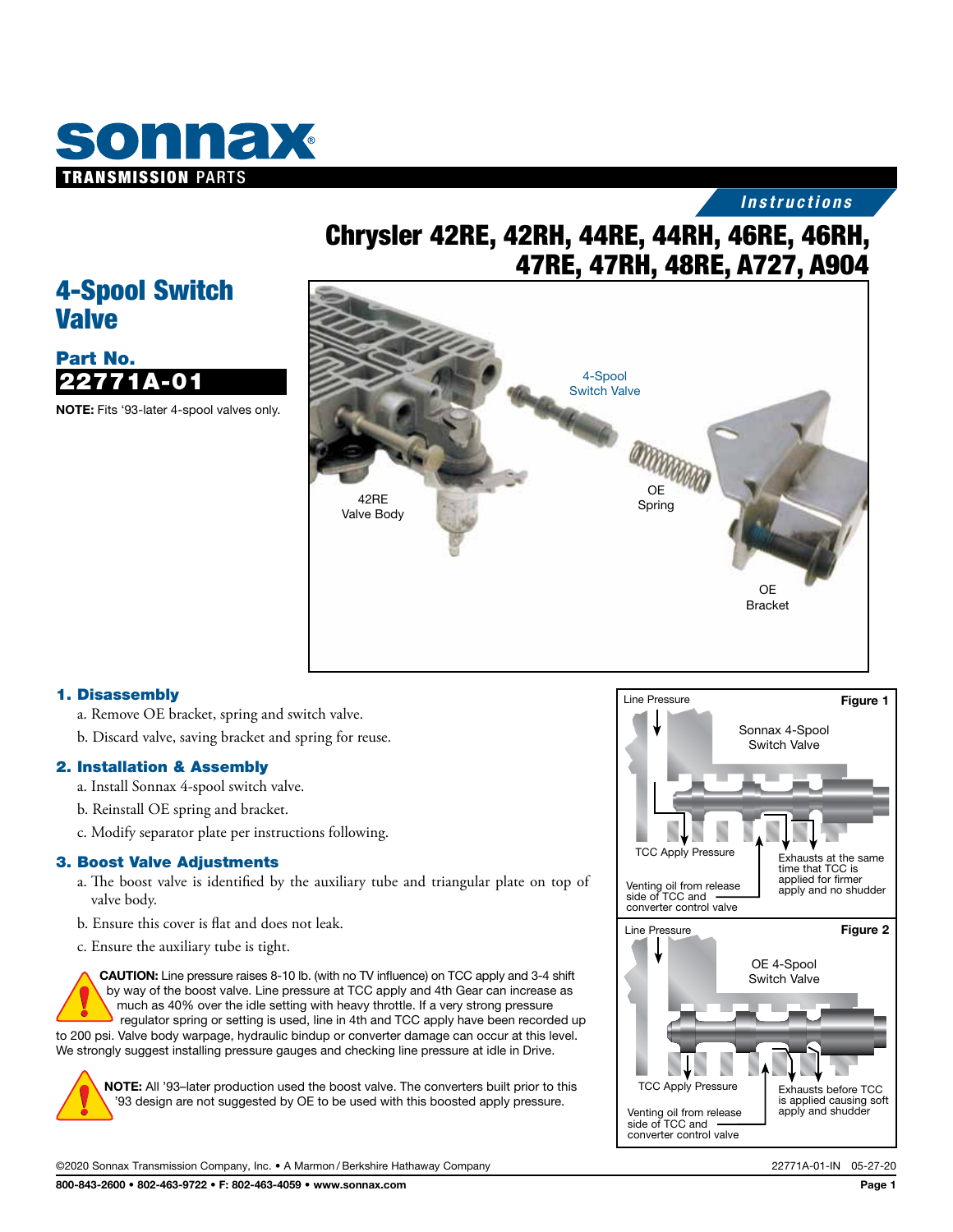sonnax

TRANSMISSION PARTS

*Instructions*

# Chrysler 42RE, 42RH, 44RE, 44RH, 46RE, 46RH, 47RE, 47RH, 48RE, A727, A904

## 4-Spool Switch Valve

**Part No.**

**22771A-01**

**NOTE:** Fits '93-later 4-spool valves only.

4-Spool Switch Valve

42RE Valve Body

OE Spring

OE Bracket

### 1. Disassembly

a. Remove OE bracket, spring and switch valve.

b. Discard valve, saving bracket and spring for reuse.

### 2. Installation & Assembly

a. Install Sonnax 4-spool switch valve.

b. Reinstall OE spring and bracket.

c. Modify separator plate per instructions following.

### 3. Boost Valve Adjustments

a. The boost valve is identified by the auxiliary tube and triangular plate on top of valve body.

b. Ensure this cover is flat and does not leak.

c. Ensure the auxiliary tube is tight.

**CAUTION:** Line pressure raises 8-10 lb. (with no TV influence) on TCC apply and 3-4 shift by way of the boost valve. Line pressure at TCC apply and 4th Gear can increase as much as 40% over the idle setting with heavy throttle. If a very strong pressure regulator spring or setting is used, line in 4th and TCC apply have been recorded up to 200 psi. Valve body warpage, hydraulic bindup or converter damage can occur at this level. We strongly suggest installing pressure gauges and checking line pressure at idle in Drive.

**NOTE:** All '93–later production used the boost valve. The converters built prior to this '93 design are not suggested by OE to be used with this boosted apply pressure.

**Figure 1**

Line Pressure

Sonnax 4-Spool Switch Valve

TCC Apply Pressure

Venting oil from release side of TCC and converter control valve

Exhausts at the same time that TCC is applied for firmer apply and no shudder

**Figure 2**

Line Pressure

OE 4-Spool Switch Valve

TCC Apply Pressure

Venting oil from release side of TCC and converter control valve

Exhausts before TCC is applied causing soft apply and shudder

©2020 Sonnax Transmission Company, Inc. • A Marmon / Berkshire Hathaway Company

22771A-01-IN 05-27-20

800-843-2600 • 802-463-9722 • F: 802-463-4059 • www.sonnax.com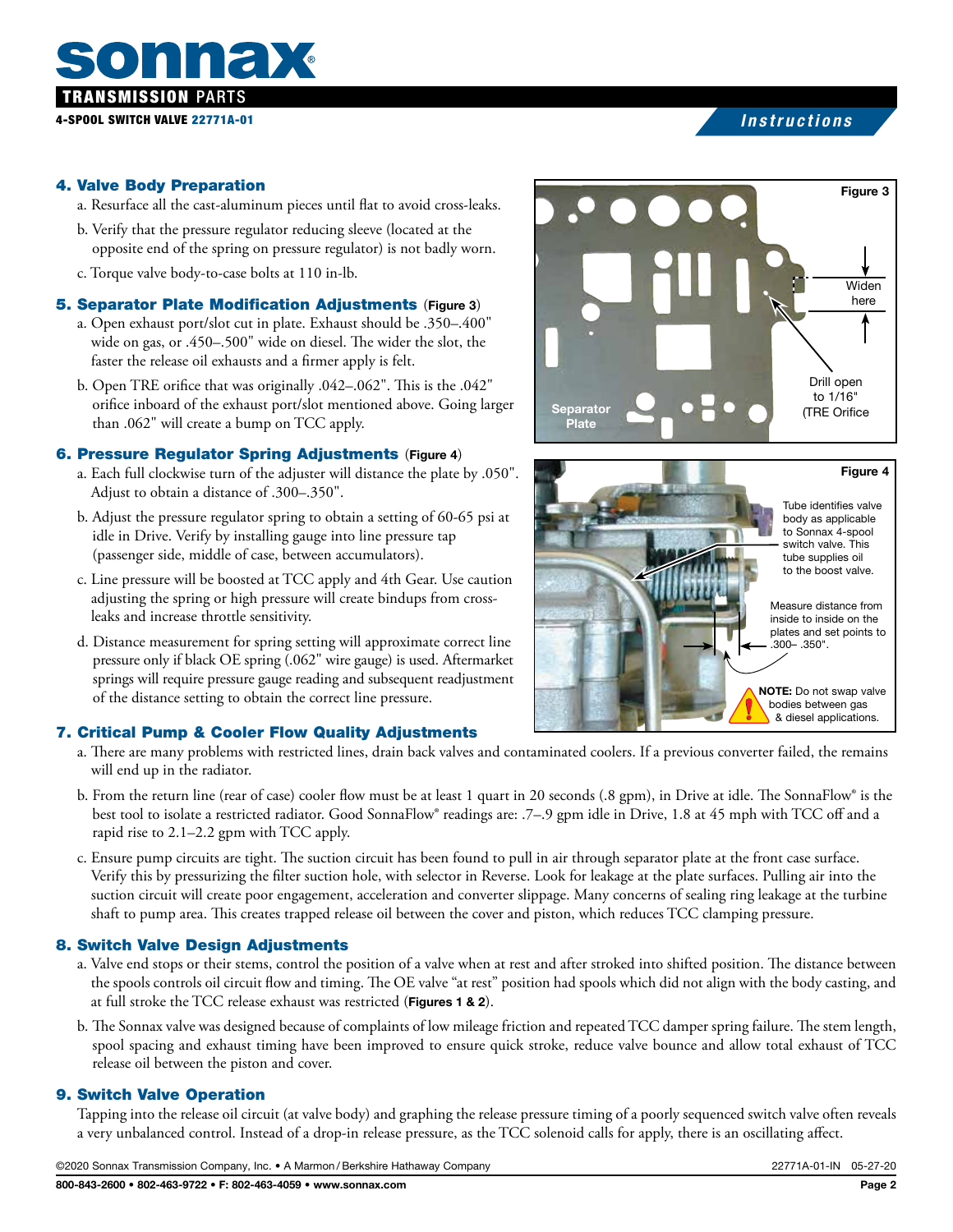# sonnax

**TRANSMISSION PARTS**

**4-SPOOL SWITCH VALVE 22771A-01**

*Instructions*

## 4. Valve Body Preparation

a. Resurface all the cast-aluminum pieces until flat to avoid cross-leaks.

b. Verify that the pressure regulator reducing sleeve (located at the opposite end of the spring on pressure regulator) is not badly worn.

c. Torque valve body-to-case bolts at 110 in-lb.

## 5. Separator Plate Modification Adjustments (Figure 3)

a. Open exhaust port/slot cut in plate. Exhaust should be .350–.400" wide on gas, or .450–.500" wide on diesel. The wider the slot, the faster the release oil exhausts and a firmer apply is felt.

b. Open TRE orifice that was originally .042–.062". This is the .042" orifice inboard of the exhaust port/slot mentioned above. Going larger than .062" will create a bump on TCC apply.

Figure 3

Widen here

Drill open to 1/16" (TRE Orifice

Separator Plate

## 6. Pressure Regulator Spring Adjustments (Figure 4)

a. Each full clockwise turn of the adjuster will distance the plate by .050". Adjust to obtain a distance of .300–.350".

b. Adjust the pressure regulator spring to obtain a setting of 60-65 psi at idle in Drive. Verify by installing gauge into line pressure tap (passenger side, middle of case, between accumulators).

c. Line pressure will be boosted at TCC apply and 4th Gear. Use caution adjusting the spring or high pressure will create bindups from cross-leaks and increase throttle sensitivity.

d. Distance measurement for spring setting will approximate correct line pressure only if black OE spring (.062" wire gauge) is used. Aftermarket springs will require pressure gauge reading and subsequent readjustment of the distance setting to obtain the correct line pressure.

Figure 4

Tube identifies valve body as applicable to Sonnax 4-spool switch valve. This tube supplies oil to the boost valve.

Measure distance from inside to inside on the plates and set points to .300– .350".

**NOTE:** Do not swap valve bodies between gas & diesel applications.

## 7. Critical Pump & Cooler Flow Quality Adjustments

a. There are many problems with restricted lines, drain back valves and contaminated coolers. If a previous converter failed, the remains will end up in the radiator.

b. From the return line (rear of case) cooler flow must be at least 1 quart in 20 seconds (.8 gpm), in Drive at idle. The SonnaFlow® is the best tool to isolate a restricted radiator. Good SonnaFlow® readings are: .7–.9 gpm idle in Drive, 1.8 at 45 mph with TCC off and a rapid rise to 2.1–2.2 gpm with TCC apply.

c. Ensure pump circuits are tight. The suction circuit has been found to pull in air through separator plate at the front case surface. Verify this by pressurizing the filter suction hole, with selector in Reverse. Look for leakage at the plate surfaces. Pulling air into the suction circuit will create poor engagement, acceleration and converter slippage. Many concerns of sealing ring leakage at the turbine shaft to pump area. This creates trapped release oil between the cover and piston, which reduces TCC clamping pressure.

## 8. Switch Valve Design Adjustments

a. Valve end stops or their stems, control the position of a valve when at rest and after stroked into shifted position. The distance between the spools controls oil circuit flow and timing. The OE valve "at rest" position had spools which did not align with the body casting, and at full stroke the TCC release exhaust was restricted (**Figures 1 & 2**).

b. The Sonnax valve was designed because of complaints of low mileage friction and repeated TCC damper spring failure. The stem length, spool spacing and exhaust timing have been improved to ensure quick stroke, reduce valve bounce and allow total exhaust of TCC release oil between the piston and cover.

## 9. Switch Valve Operation

Tapping into the release oil circuit (at valve body) and graphing the release pressure timing of a poorly sequenced switch valve often reveals a very unbalanced control. Instead of a drop-in release pressure, as the TCC solenoid calls for apply, there is an oscillating affect.

©2020 Sonnax Transmission Company, Inc. • A Marmon / Berkshire Hathaway Company 22771A-01-IN 05-27-20

800-843-2600 • 802-463-9722 • F: 802-463-4059 • www.sonnax.com